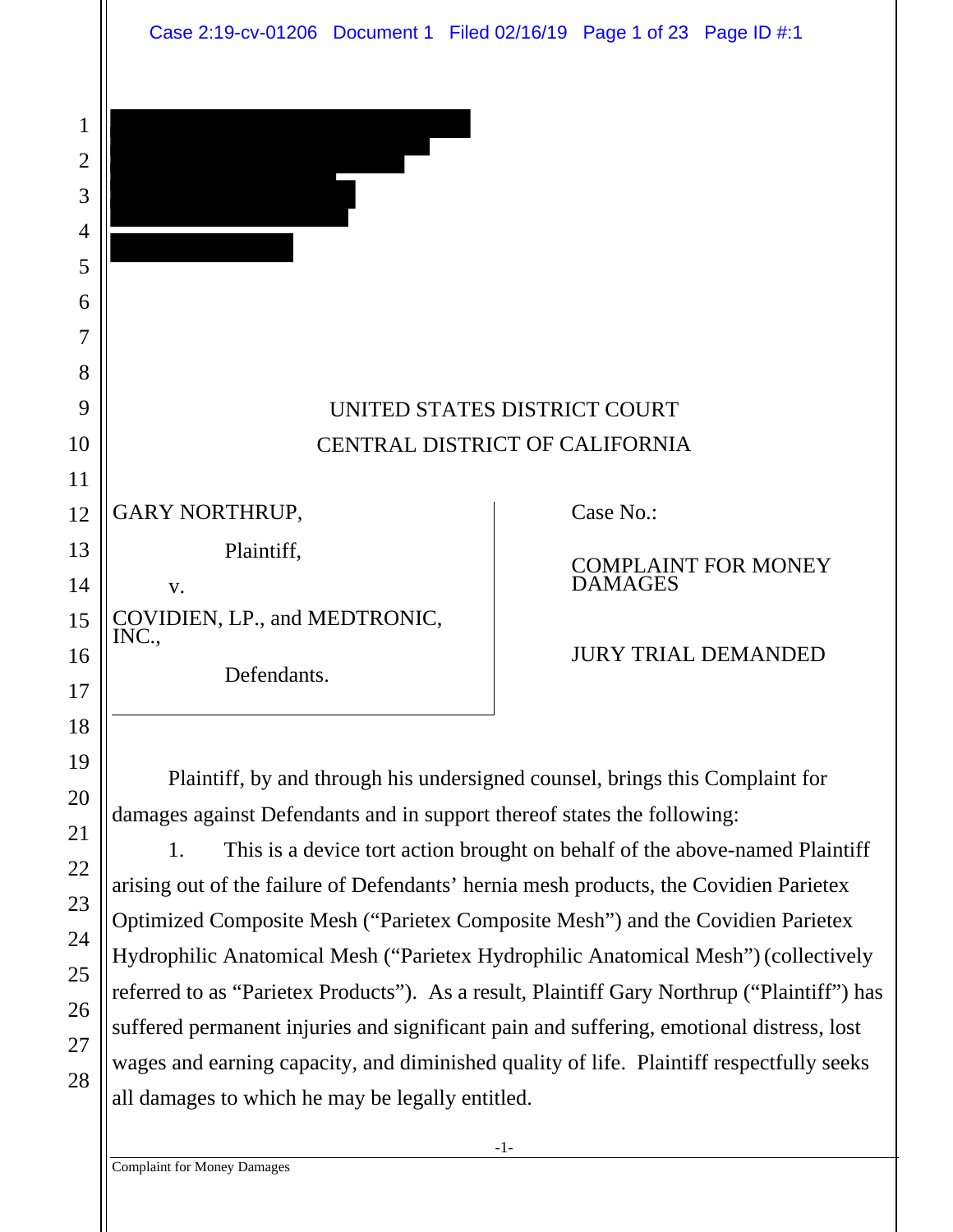UNITED STATES DISTRICT COURT
CENTRAL DISTRICT OF CALIFORNIA

| | |
|---|---|
| GARY NORTHRUP,<br><br>Plaintiff,<br><br>v.<br><br>COVIDIEN, LP., and MEDTRONIC, INC.,<br><br>Defendants. | Case No.:<br><br>COMPLAINT FOR MONEY DAMAGES<br><br>JURY TRIAL DEMANDED |

Plaintiff, by and through his undersigned counsel, brings this Complaint for damages against Defendants and in support thereof states the following:

1. This is a device tort action brought on behalf of the above-named Plaintiff arising out of the failure of Defendants' hernia mesh products, the Covidien Parietex Optimized Composite Mesh ("Parietex Composite Mesh") and the Covidien Parietex Hydrophilic Anatomical Mesh ("Parietex Hydrophilic Anatomical Mesh") (collectively referred to as "Parietex Products"). As a result, Plaintiff Gary Northrup ("Plaintiff") has suffered permanent injuries and significant pain and suffering, emotional distress, lost wages and earning capacity, and diminished quality of life. Plaintiff respectfully seeks all damages to which he may be legally entitled.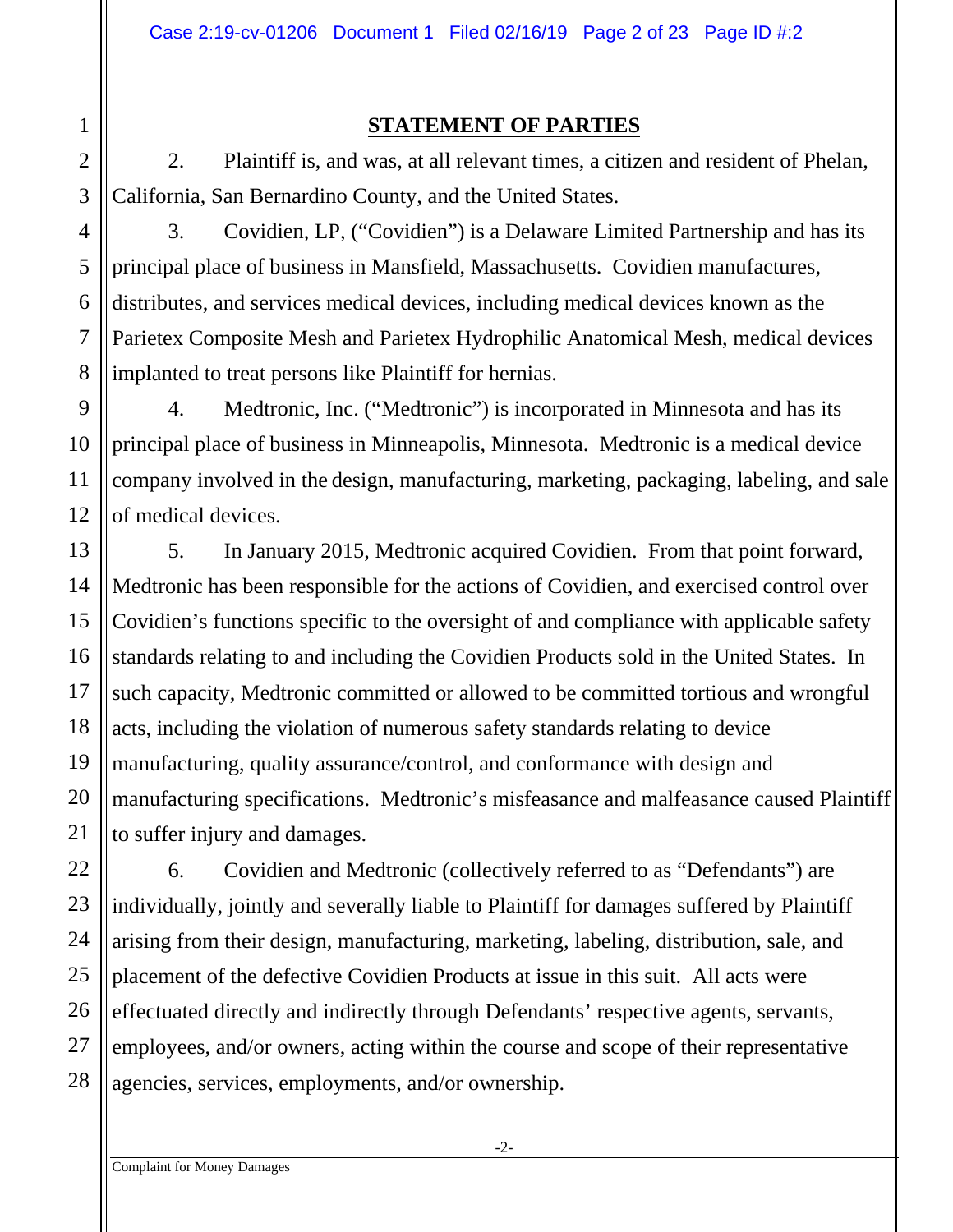## STATEMENT OF PARTIES

2. Plaintiff is, and was, at all relevant times, a citizen and resident of Phelan, California, San Bernardino County, and the United States.

3. Covidien, LP, ("Covidien") is a Delaware Limited Partnership and has its principal place of business in Mansfield, Massachusetts. Covidien manufactures, distributes, and services medical devices, including medical devices known as the Parietex Composite Mesh and Parietex Hydrophilic Anatomical Mesh, medical devices implanted to treat persons like Plaintiff for hernias.

4. Medtronic, Inc. ("Medtronic") is incorporated in Minnesota and has its principal place of business in Minneapolis, Minnesota. Medtronic is a medical device company involved in the design, manufacturing, marketing, packaging, labeling, and sale of medical devices.

5. In January 2015, Medtronic acquired Covidien. From that point forward, Medtronic has been responsible for the actions of Covidien, and exercised control over Covidien's functions specific to the oversight of and compliance with applicable safety standards relating to and including the Covidien Products sold in the United States. In such capacity, Medtronic committed or allowed to be committed tortious and wrongful acts, including the violation of numerous safety standards relating to device manufacturing, quality assurance/control, and conformance with design and manufacturing specifications. Medtronic's misfeasance and malfeasance caused Plaintiff to suffer injury and damages.

6. Covidien and Medtronic (collectively referred to as "Defendants") are individually, jointly and severally liable to Plaintiff for damages suffered by Plaintiff arising from their design, manufacturing, marketing, labeling, distribution, sale, and placement of the defective Covidien Products at issue in this suit. All acts were effectuated directly and indirectly through Defendants' respective agents, servants, employees, and/or owners, acting within the course and scope of their representative agencies, services, employments, and/or ownership.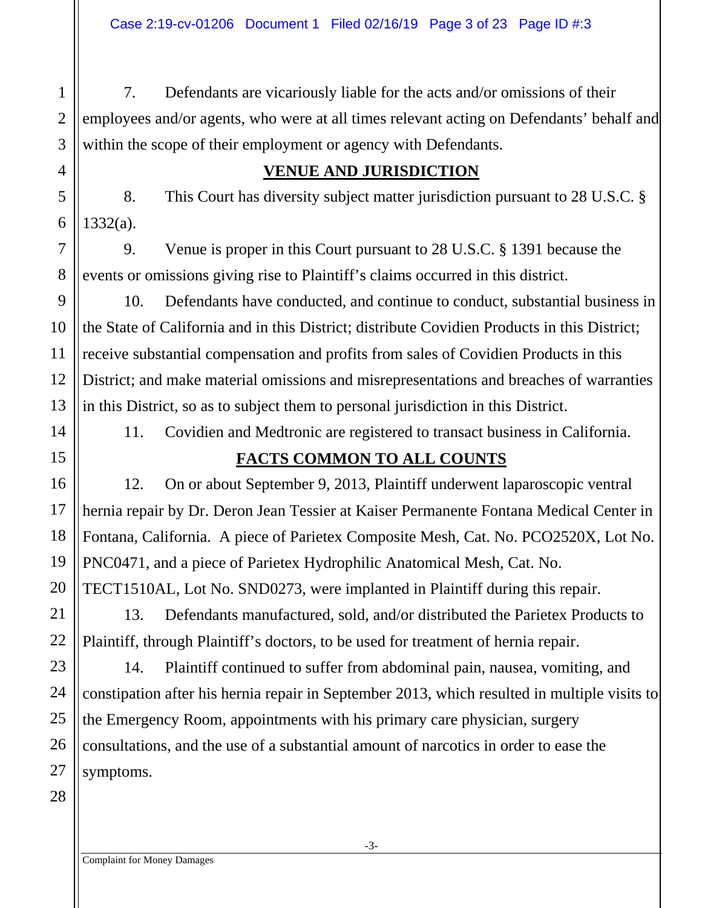7. Defendants are vicariously liable for the acts and/or omissions of their employees and/or agents, who were at all times relevant acting on Defendants' behalf and within the scope of their employment or agency with Defendants.

## VENUE AND JURISDICTION

8. This Court has diversity subject matter jurisdiction pursuant to 28 U.S.C. § 1332(a).

9. Venue is proper in this Court pursuant to 28 U.S.C. § 1391 because the events or omissions giving rise to Plaintiff's claims occurred in this district.

10. Defendants have conducted, and continue to conduct, substantial business in the State of California and in this District; distribute Covidien Products in this District; receive substantial compensation and profits from sales of Covidien Products in this District; and make material omissions and misrepresentations and breaches of warranties in this District, so as to subject them to personal jurisdiction in this District.

11. Covidien and Medtronic are registered to transact business in California.

## FACTS COMMON TO ALL COUNTS

12. On or about September 9, 2013, Plaintiff underwent laparoscopic ventral hernia repair by Dr. Deron Jean Tessier at Kaiser Permanente Fontana Medical Center in Fontana, California. A piece of Parietex Composite Mesh, Cat. No. PCO2520X, Lot No. PNC0471, and a piece of Parietex Hydrophilic Anatomical Mesh, Cat. No. TECT1510AL, Lot No. SND0273, were implanted in Plaintiff during this repair.

13. Defendants manufactured, sold, and/or distributed the Parietex Products to Plaintiff, through Plaintiff's doctors, to be used for treatment of hernia repair.

14. Plaintiff continued to suffer from abdominal pain, nausea, vomiting, and constipation after his hernia repair in September 2013, which resulted in multiple visits to the Emergency Room, appointments with his primary care physician, surgery consultations, and the use of a substantial amount of narcotics in order to ease the symptoms.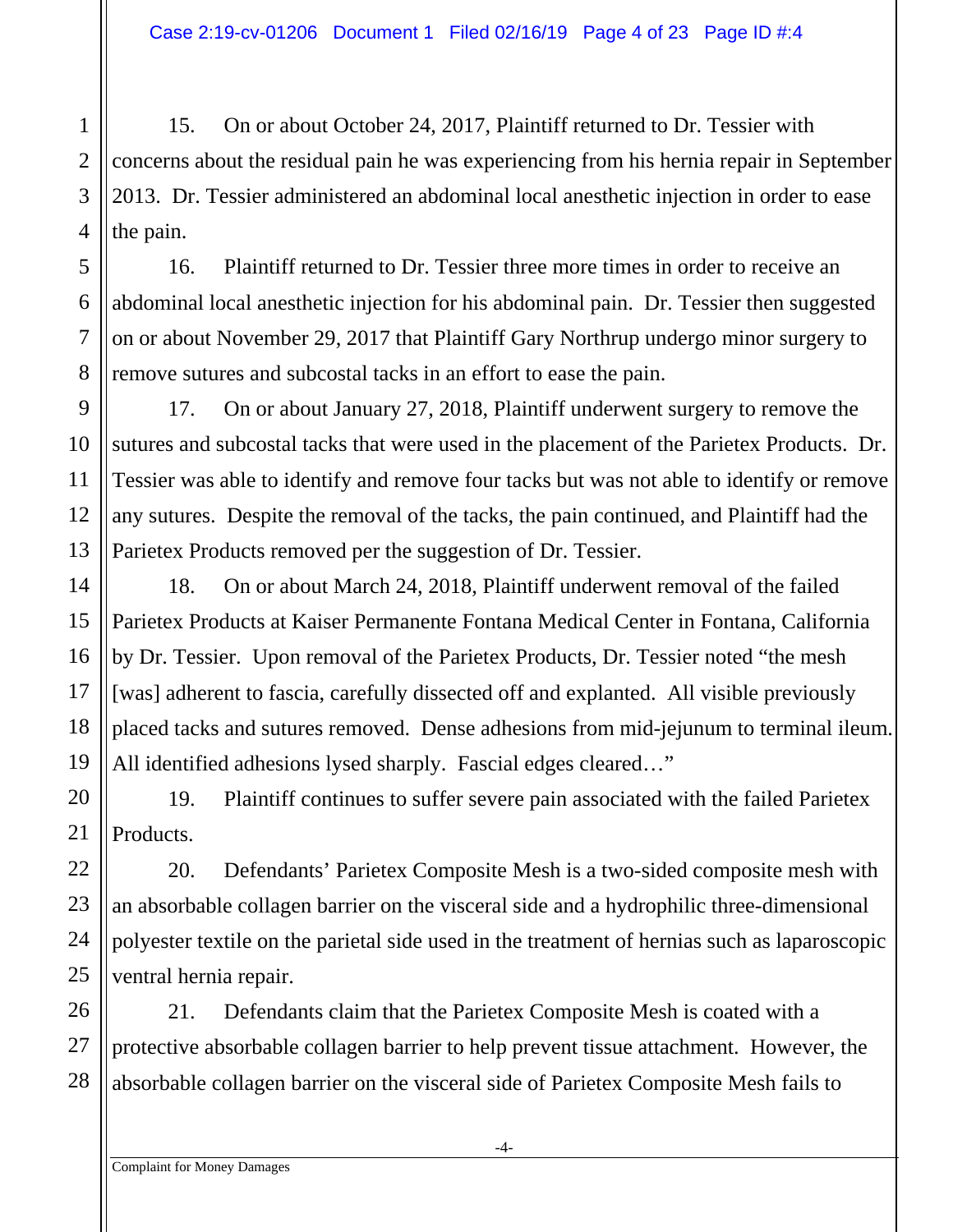15. On or about October 24, 2017, Plaintiff returned to Dr. Tessier with concerns about the residual pain he was experiencing from his hernia repair in September 2013. Dr. Tessier administered an abdominal local anesthetic injection in order to ease the pain.

16. Plaintiff returned to Dr. Tessier three more times in order to receive an abdominal local anesthetic injection for his abdominal pain. Dr. Tessier then suggested on or about November 29, 2017 that Plaintiff Gary Northrup undergo minor surgery to remove sutures and subcostal tacks in an effort to ease the pain.

17. On or about January 27, 2018, Plaintiff underwent surgery to remove the sutures and subcostal tacks that were used in the placement of the Parietex Products. Dr. Tessier was able to identify and remove four tacks but was not able to identify or remove any sutures. Despite the removal of the tacks, the pain continued, and Plaintiff had the Parietex Products removed per the suggestion of Dr. Tessier.

18. On or about March 24, 2018, Plaintiff underwent removal of the failed Parietex Products at Kaiser Permanente Fontana Medical Center in Fontana, California by Dr. Tessier. Upon removal of the Parietex Products, Dr. Tessier noted "the mesh [was] adherent to fascia, carefully dissected off and explanted. All visible previously placed tacks and sutures removed. Dense adhesions from mid-jejunum to terminal ileum. All identified adhesions lysed sharply. Fascial edges cleared…"

19. Plaintiff continues to suffer severe pain associated with the failed Parietex Products.

20. Defendants' Parietex Composite Mesh is a two-sided composite mesh with an absorbable collagen barrier on the visceral side and a hydrophilic three-dimensional polyester textile on the parietal side used in the treatment of hernias such as laparoscopic ventral hernia repair.

21. Defendants claim that the Parietex Composite Mesh is coated with a protective absorbable collagen barrier to help prevent tissue attachment. However, the absorbable collagen barrier on the visceral side of Parietex Composite Mesh fails to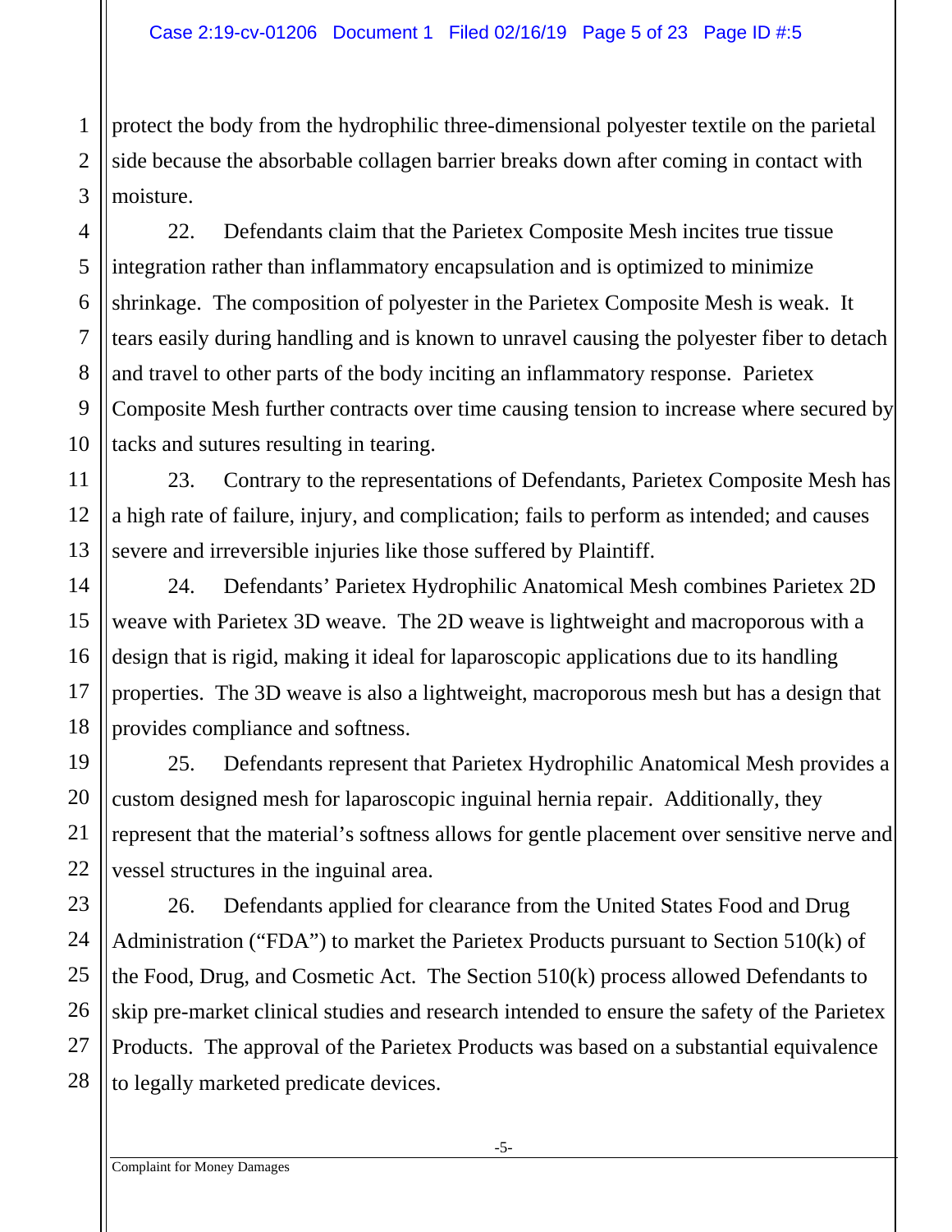protect the body from the hydrophilic three-dimensional polyester textile on the parietal side because the absorbable collagen barrier breaks down after coming in contact with moisture.

22. Defendants claim that the Parietex Composite Mesh incites true tissue integration rather than inflammatory encapsulation and is optimized to minimize shrinkage. The composition of polyester in the Parietex Composite Mesh is weak. It tears easily during handling and is known to unravel causing the polyester fiber to detach and travel to other parts of the body inciting an inflammatory response. Parietex Composite Mesh further contracts over time causing tension to increase where secured by tacks and sutures resulting in tearing.

23. Contrary to the representations of Defendants, Parietex Composite Mesh has a high rate of failure, injury, and complication; fails to perform as intended; and causes severe and irreversible injuries like those suffered by Plaintiff.

24. Defendants' Parietex Hydrophilic Anatomical Mesh combines Parietex 2D weave with Parietex 3D weave. The 2D weave is lightweight and macroporous with a design that is rigid, making it ideal for laparoscopic applications due to its handling properties. The 3D weave is also a lightweight, macroporous mesh but has a design that provides compliance and softness.

25. Defendants represent that Parietex Hydrophilic Anatomical Mesh provides a custom designed mesh for laparoscopic inguinal hernia repair. Additionally, they represent that the material's softness allows for gentle placement over sensitive nerve and vessel structures in the inguinal area.

26. Defendants applied for clearance from the United States Food and Drug Administration ("FDA") to market the Parietex Products pursuant to Section 510(k) of the Food, Drug, and Cosmetic Act. The Section 510(k) process allowed Defendants to skip pre-market clinical studies and research intended to ensure the safety of the Parietex Products. The approval of the Parietex Products was based on a substantial equivalence to legally marketed predicate devices.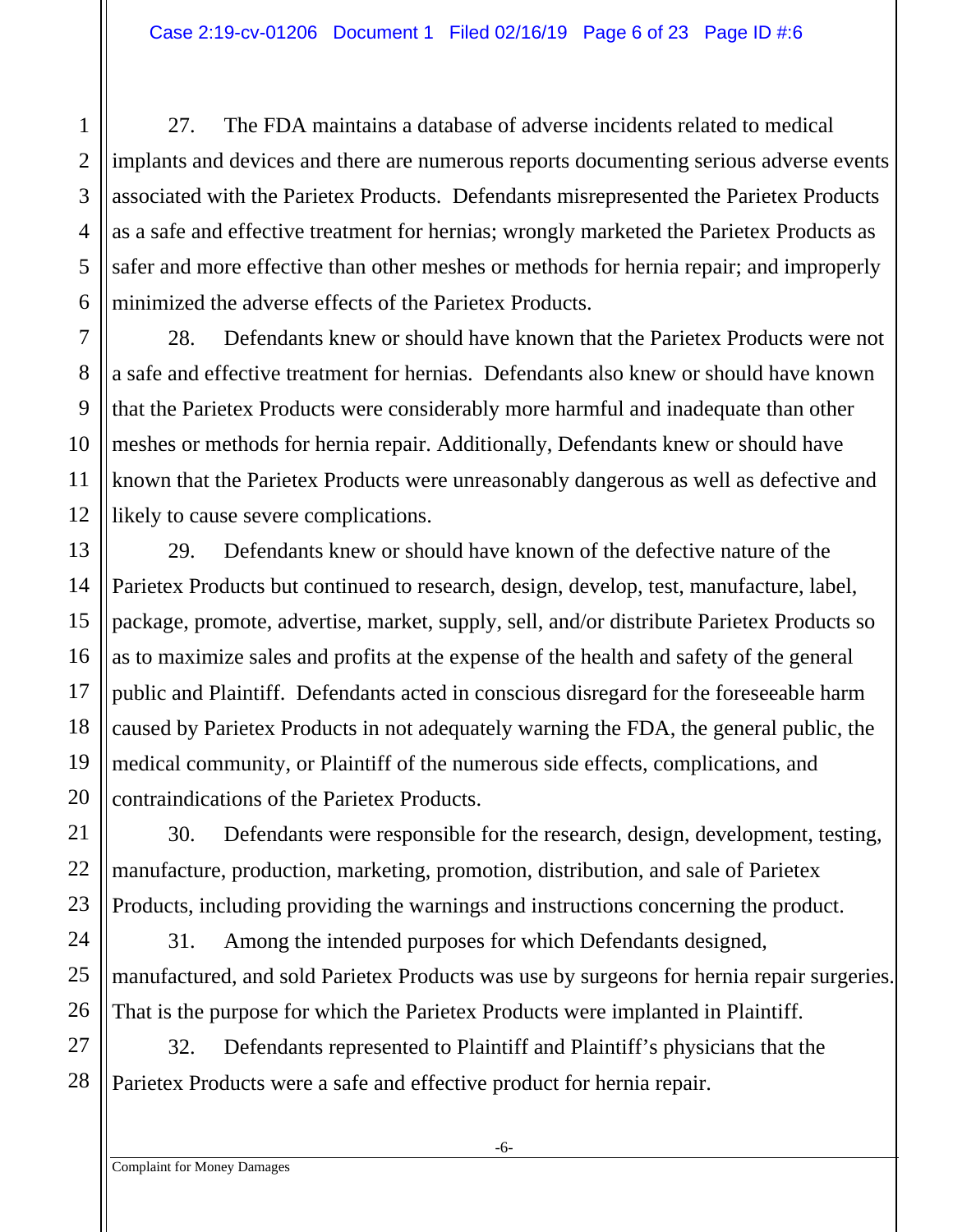27. The FDA maintains a database of adverse incidents related to medical implants and devices and there are numerous reports documenting serious adverse events associated with the Parietex Products. Defendants misrepresented the Parietex Products as a safe and effective treatment for hernias; wrongly marketed the Parietex Products as safer and more effective than other meshes or methods for hernia repair; and improperly minimized the adverse effects of the Parietex Products.

28. Defendants knew or should have known that the Parietex Products were not a safe and effective treatment for hernias. Defendants also knew or should have known that the Parietex Products were considerably more harmful and inadequate than other meshes or methods for hernia repair. Additionally, Defendants knew or should have known that the Parietex Products were unreasonably dangerous as well as defective and likely to cause severe complications.

29. Defendants knew or should have known of the defective nature of the Parietex Products but continued to research, design, develop, test, manufacture, label, package, promote, advertise, market, supply, sell, and/or distribute Parietex Products so as to maximize sales and profits at the expense of the health and safety of the general public and Plaintiff. Defendants acted in conscious disregard for the foreseeable harm caused by Parietex Products in not adequately warning the FDA, the general public, the medical community, or Plaintiff of the numerous side effects, complications, and contraindications of the Parietex Products.

30. Defendants were responsible for the research, design, development, testing, manufacture, production, marketing, promotion, distribution, and sale of Parietex Products, including providing the warnings and instructions concerning the product.

31. Among the intended purposes for which Defendants designed, manufactured, and sold Parietex Products was use by surgeons for hernia repair surgeries. That is the purpose for which the Parietex Products were implanted in Plaintiff.

32. Defendants represented to Plaintiff and Plaintiff's physicians that the Parietex Products were a safe and effective product for hernia repair.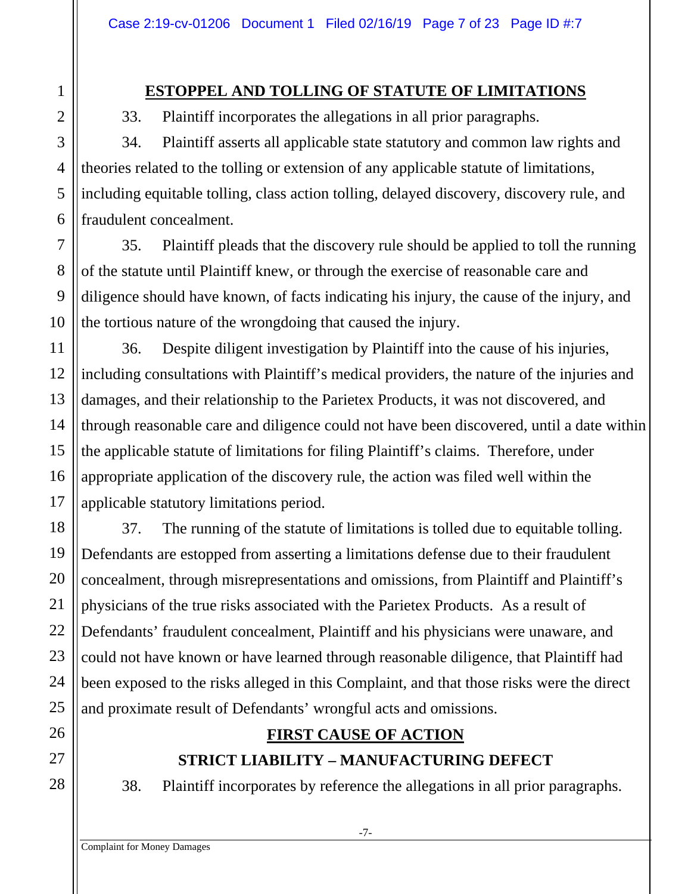## ESTOPPEL AND TOLLING OF STATUTE OF LIMITATIONS

33. Plaintiff incorporates the allegations in all prior paragraphs.

34. Plaintiff asserts all applicable state statutory and common law rights and theories related to the tolling or extension of any applicable statute of limitations, including equitable tolling, class action tolling, delayed discovery, discovery rule, and fraudulent concealment.

35. Plaintiff pleads that the discovery rule should be applied to toll the running of the statute until Plaintiff knew, or through the exercise of reasonable care and diligence should have known, of facts indicating his injury, the cause of the injury, and the tortious nature of the wrongdoing that caused the injury.

36. Despite diligent investigation by Plaintiff into the cause of his injuries, including consultations with Plaintiff's medical providers, the nature of the injuries and damages, and their relationship to the Parietex Products, it was not discovered, and through reasonable care and diligence could not have been discovered, until a date within the applicable statute of limitations for filing Plaintiff's claims. Therefore, under appropriate application of the discovery rule, the action was filed well within the applicable statutory limitations period.

37. The running of the statute of limitations is tolled due to equitable tolling. Defendants are estopped from asserting a limitations defense due to their fraudulent concealment, through misrepresentations and omissions, from Plaintiff and Plaintiff's physicians of the true risks associated with the Parietex Products. As a result of Defendants' fraudulent concealment, Plaintiff and his physicians were unaware, and could not have known or have learned through reasonable diligence, that Plaintiff had been exposed to the risks alleged in this Complaint, and that those risks were the direct and proximate result of Defendants' wrongful acts and omissions.

## FIRST CAUSE OF ACTION

### STRICT LIABILITY – MANUFACTURING DEFECT

38. Plaintiff incorporates by reference the allegations in all prior paragraphs.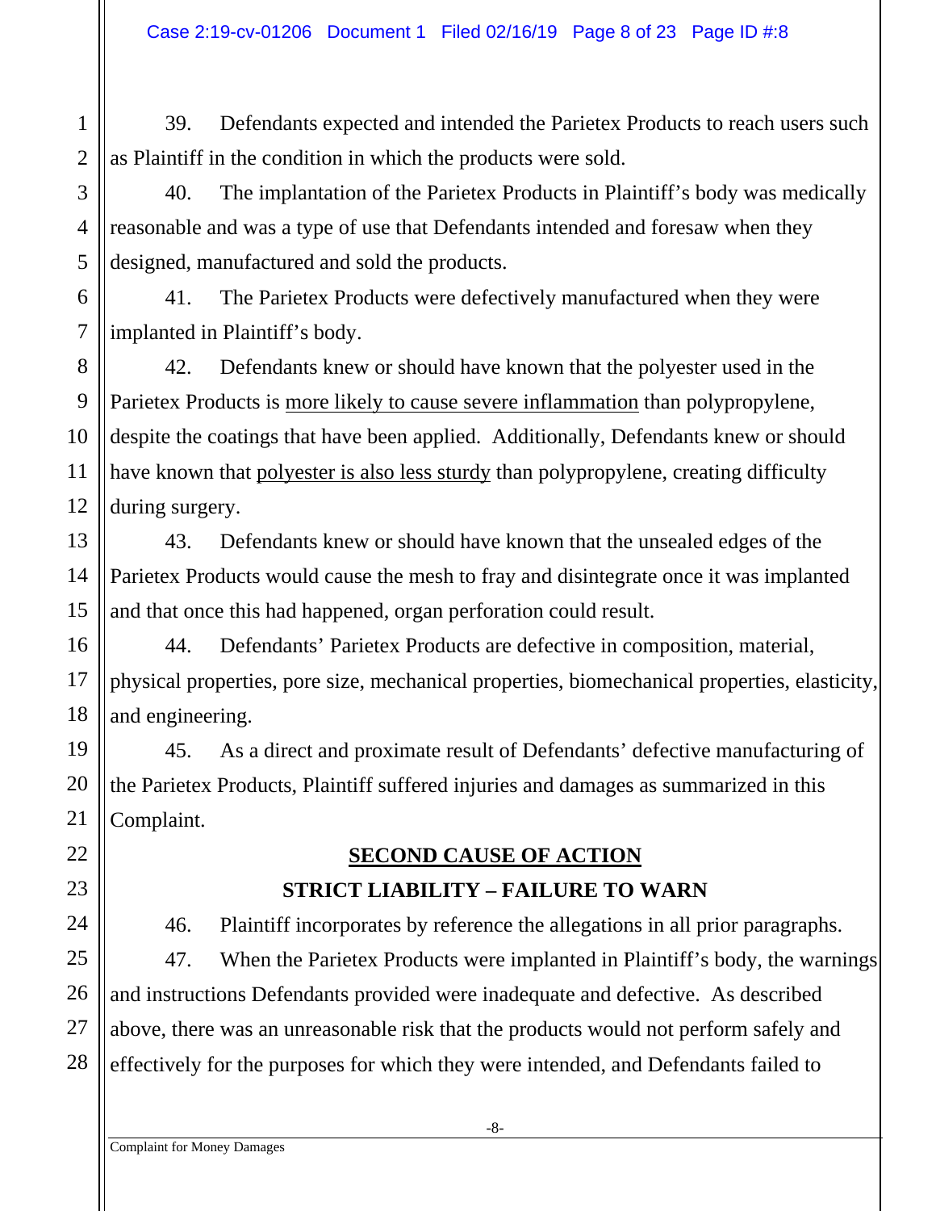39. Defendants expected and intended the Parietex Products to reach users such as Plaintiff in the condition in which the products were sold.

40. The implantation of the Parietex Products in Plaintiff's body was medically reasonable and was a type of use that Defendants intended and foresaw when they designed, manufactured and sold the products.

41. The Parietex Products were defectively manufactured when they were implanted in Plaintiff's body.

42. Defendants knew or should have known that the polyester used in the Parietex Products is <u>more likely to cause severe inflammation</u> than polypropylene, despite the coatings that have been applied. Additionally, Defendants knew or should have known that <u>polyester is also less sturdy</u> than polypropylene, creating difficulty during surgery.

43. Defendants knew or should have known that the unsealed edges of the Parietex Products would cause the mesh to fray and disintegrate once it was implanted and that once this had happened, organ perforation could result.

44. Defendants' Parietex Products are defective in composition, material, physical properties, pore size, mechanical properties, biomechanical properties, elasticity, and engineering.

45. As a direct and proximate result of Defendants' defective manufacturing of the Parietex Products, Plaintiff suffered injuries and damages as summarized in this Complaint.

## <u>SECOND CAUSE OF ACTION</u>

## STRICT LIABILITY – FAILURE TO WARN

46. Plaintiff incorporates by reference the allegations in all prior paragraphs.

47. When the Parietex Products were implanted in Plaintiff's body, the warnings and instructions Defendants provided were inadequate and defective. As described above, there was an unreasonable risk that the products would not perform safely and effectively for the purposes for which they were intended, and Defendants failed to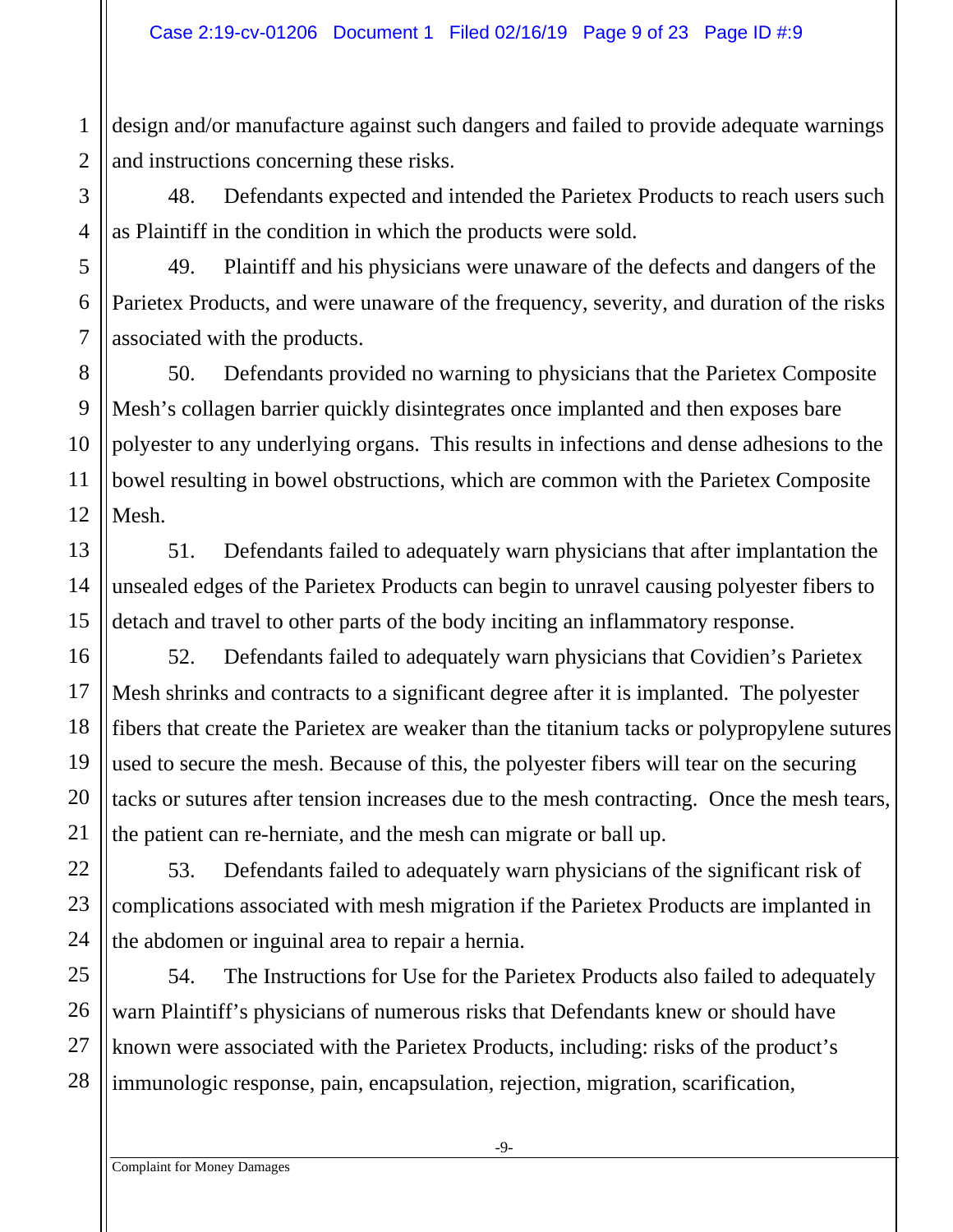design and/or manufacture against such dangers and failed to provide adequate warnings and instructions concerning these risks.

48. Defendants expected and intended the Parietex Products to reach users such as Plaintiff in the condition in which the products were sold.

49. Plaintiff and his physicians were unaware of the defects and dangers of the Parietex Products, and were unaware of the frequency, severity, and duration of the risks associated with the products.

50. Defendants provided no warning to physicians that the Parietex Composite Mesh's collagen barrier quickly disintegrates once implanted and then exposes bare polyester to any underlying organs. This results in infections and dense adhesions to the bowel resulting in bowel obstructions, which are common with the Parietex Composite Mesh.

51. Defendants failed to adequately warn physicians that after implantation the unsealed edges of the Parietex Products can begin to unravel causing polyester fibers to detach and travel to other parts of the body inciting an inflammatory response.

52. Defendants failed to adequately warn physicians that Covidien's Parietex Mesh shrinks and contracts to a significant degree after it is implanted. The polyester fibers that create the Parietex are weaker than the titanium tacks or polypropylene sutures used to secure the mesh. Because of this, the polyester fibers will tear on the securing tacks or sutures after tension increases due to the mesh contracting. Once the mesh tears, the patient can re-herniate, and the mesh can migrate or ball up.

53. Defendants failed to adequately warn physicians of the significant risk of complications associated with mesh migration if the Parietex Products are implanted in the abdomen or inguinal area to repair a hernia.

54. The Instructions for Use for the Parietex Products also failed to adequately warn Plaintiff's physicians of numerous risks that Defendants knew or should have known were associated with the Parietex Products, including: risks of the product's immunologic response, pain, encapsulation, rejection, migration, scarification,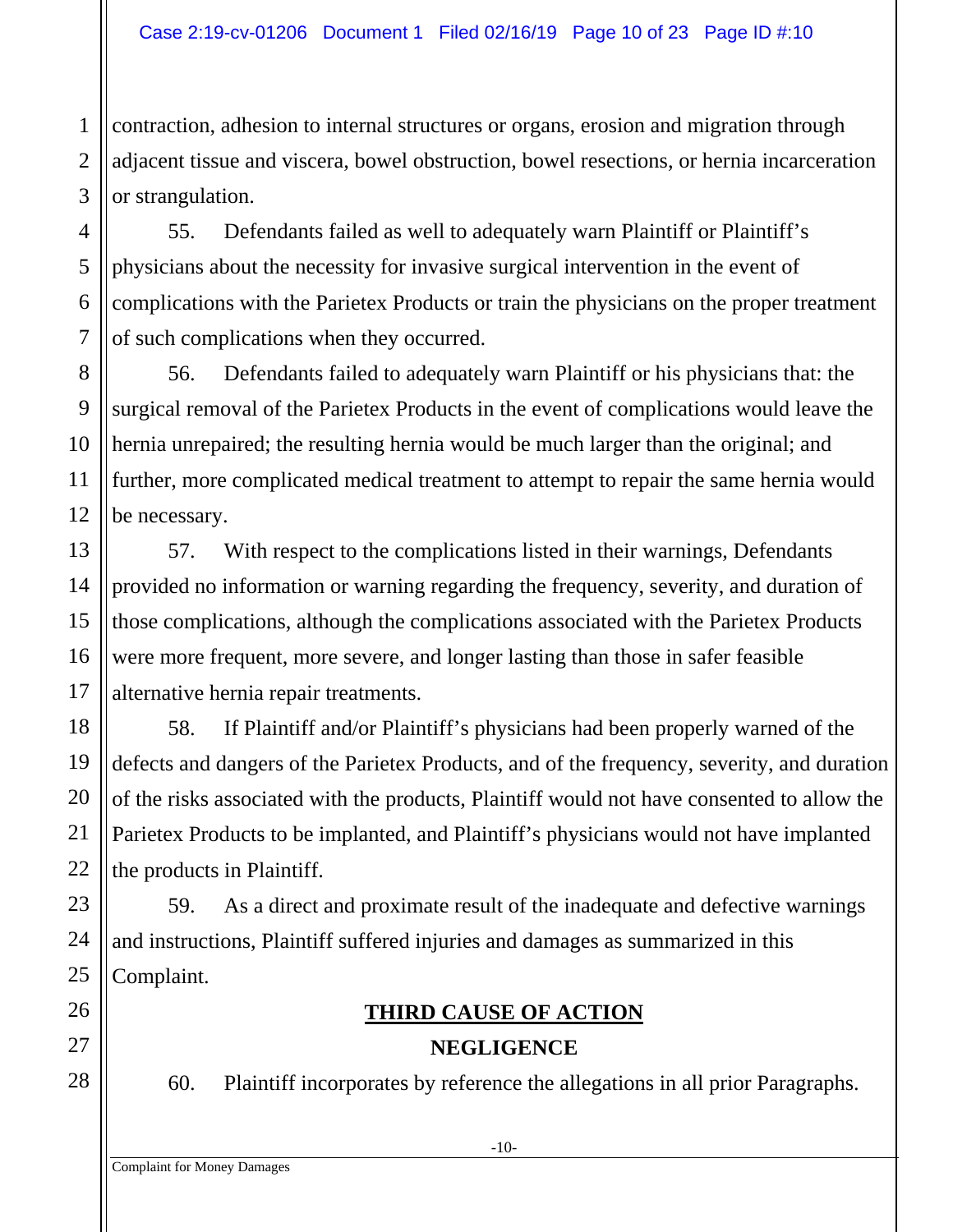contraction, adhesion to internal structures or organs, erosion and migration through adjacent tissue and viscera, bowel obstruction, bowel resections, or hernia incarceration or strangulation.

55. Defendants failed as well to adequately warn Plaintiff or Plaintiff's physicians about the necessity for invasive surgical intervention in the event of complications with the Parietex Products or train the physicians on the proper treatment of such complications when they occurred.

56. Defendants failed to adequately warn Plaintiff or his physicians that: the surgical removal of the Parietex Products in the event of complications would leave the hernia unrepaired; the resulting hernia would be much larger than the original; and further, more complicated medical treatment to attempt to repair the same hernia would be necessary.

57. With respect to the complications listed in their warnings, Defendants provided no information or warning regarding the frequency, severity, and duration of those complications, although the complications associated with the Parietex Products were more frequent, more severe, and longer lasting than those in safer feasible alternative hernia repair treatments.

58. If Plaintiff and/or Plaintiff's physicians had been properly warned of the defects and dangers of the Parietex Products, and of the frequency, severity, and duration of the risks associated with the products, Plaintiff would not have consented to allow the Parietex Products to be implanted, and Plaintiff's physicians would not have implanted the products in Plaintiff.

59. As a direct and proximate result of the inadequate and defective warnings and instructions, Plaintiff suffered injuries and damages as summarized in this Complaint.

## THIRD CAUSE OF ACTION

## NEGLIGENCE

60. Plaintiff incorporates by reference the allegations in all prior Paragraphs.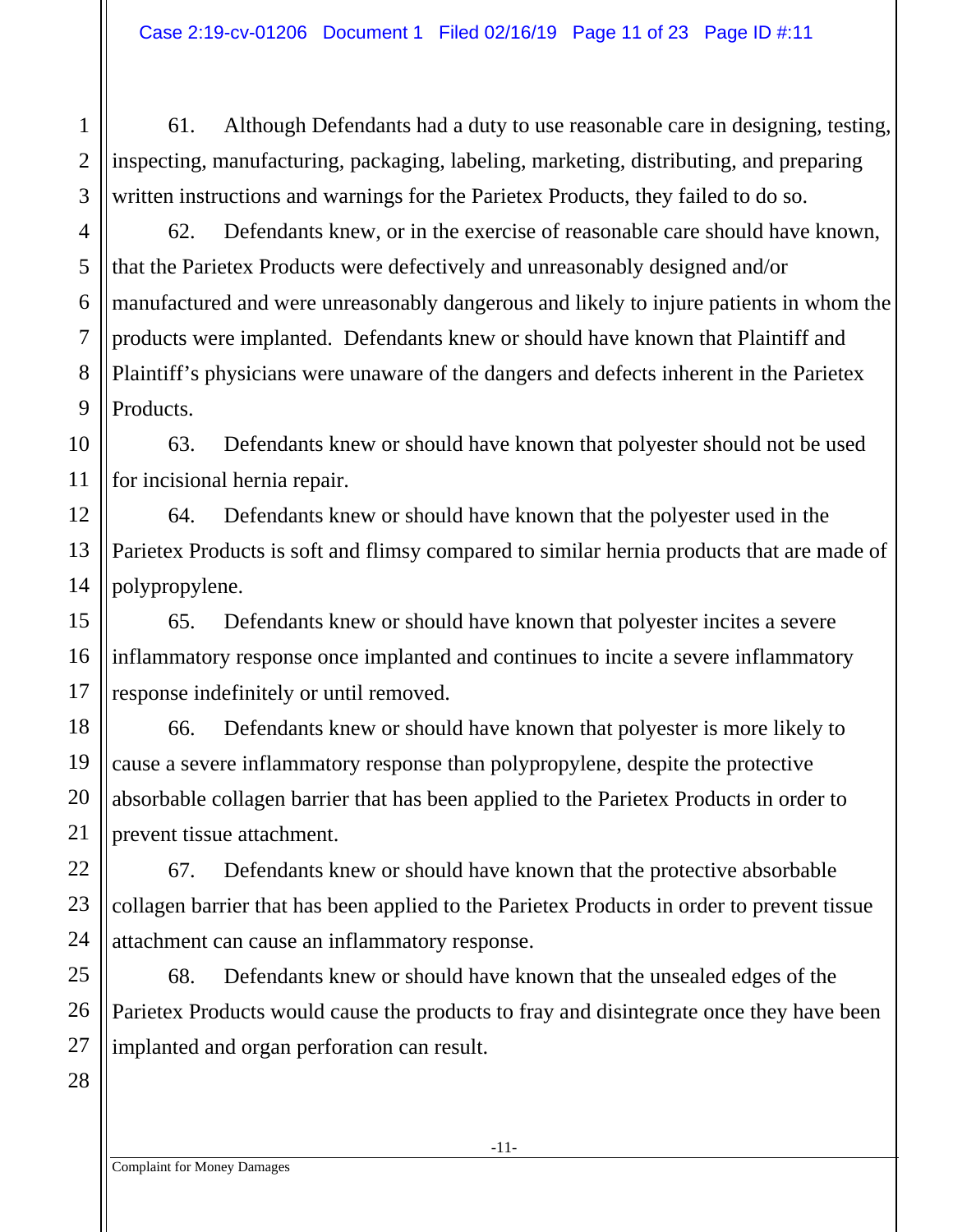61. Although Defendants had a duty to use reasonable care in designing, testing, inspecting, manufacturing, packaging, labeling, marketing, distributing, and preparing written instructions and warnings for the Parietex Products, they failed to do so.

62. Defendants knew, or in the exercise of reasonable care should have known, that the Parietex Products were defectively and unreasonably designed and/or manufactured and were unreasonably dangerous and likely to injure patients in whom the products were implanted. Defendants knew or should have known that Plaintiff and Plaintiff's physicians were unaware of the dangers and defects inherent in the Parietex Products.

63. Defendants knew or should have known that polyester should not be used for incisional hernia repair.

64. Defendants knew or should have known that the polyester used in the Parietex Products is soft and flimsy compared to similar hernia products that are made of polypropylene.

65. Defendants knew or should have known that polyester incites a severe inflammatory response once implanted and continues to incite a severe inflammatory response indefinitely or until removed.

66. Defendants knew or should have known that polyester is more likely to cause a severe inflammatory response than polypropylene, despite the protective absorbable collagen barrier that has been applied to the Parietex Products in order to prevent tissue attachment.

67. Defendants knew or should have known that the protective absorbable collagen barrier that has been applied to the Parietex Products in order to prevent tissue attachment can cause an inflammatory response.

68. Defendants knew or should have known that the unsealed edges of the Parietex Products would cause the products to fray and disintegrate once they have been implanted and organ perforation can result.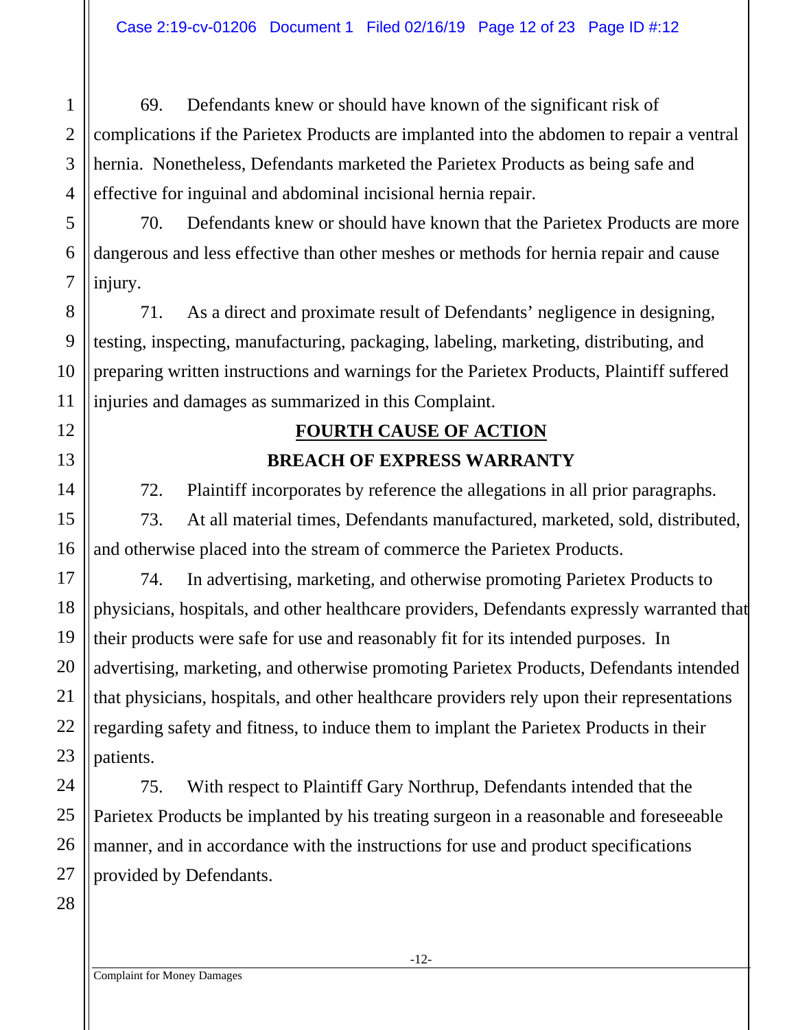69. Defendants knew or should have known of the significant risk of complications if the Parietex Products are implanted into the abdomen to repair a ventral hernia. Nonetheless, Defendants marketed the Parietex Products as being safe and effective for inguinal and abdominal incisional hernia repair.

70. Defendants knew or should have known that the Parietex Products are more dangerous and less effective than other meshes or methods for hernia repair and cause injury.

71. As a direct and proximate result of Defendants' negligence in designing, testing, inspecting, manufacturing, packaging, labeling, marketing, distributing, and preparing written instructions and warnings for the Parietex Products, Plaintiff suffered injuries and damages as summarized in this Complaint.

## FOURTH CAUSE OF ACTION

## BREACH OF EXPRESS WARRANTY

72. Plaintiff incorporates by reference the allegations in all prior paragraphs.

73. At all material times, Defendants manufactured, marketed, sold, distributed, and otherwise placed into the stream of commerce the Parietex Products.

74. In advertising, marketing, and otherwise promoting Parietex Products to physicians, hospitals, and other healthcare providers, Defendants expressly warranted that their products were safe for use and reasonably fit for its intended purposes. In advertising, marketing, and otherwise promoting Parietex Products, Defendants intended that physicians, hospitals, and other healthcare providers rely upon their representations regarding safety and fitness, to induce them to implant the Parietex Products in their patients.

75. With respect to Plaintiff Gary Northrup, Defendants intended that the Parietex Products be implanted by his treating surgeon in a reasonable and foreseeable manner, and in accordance with the instructions for use and product specifications provided by Defendants.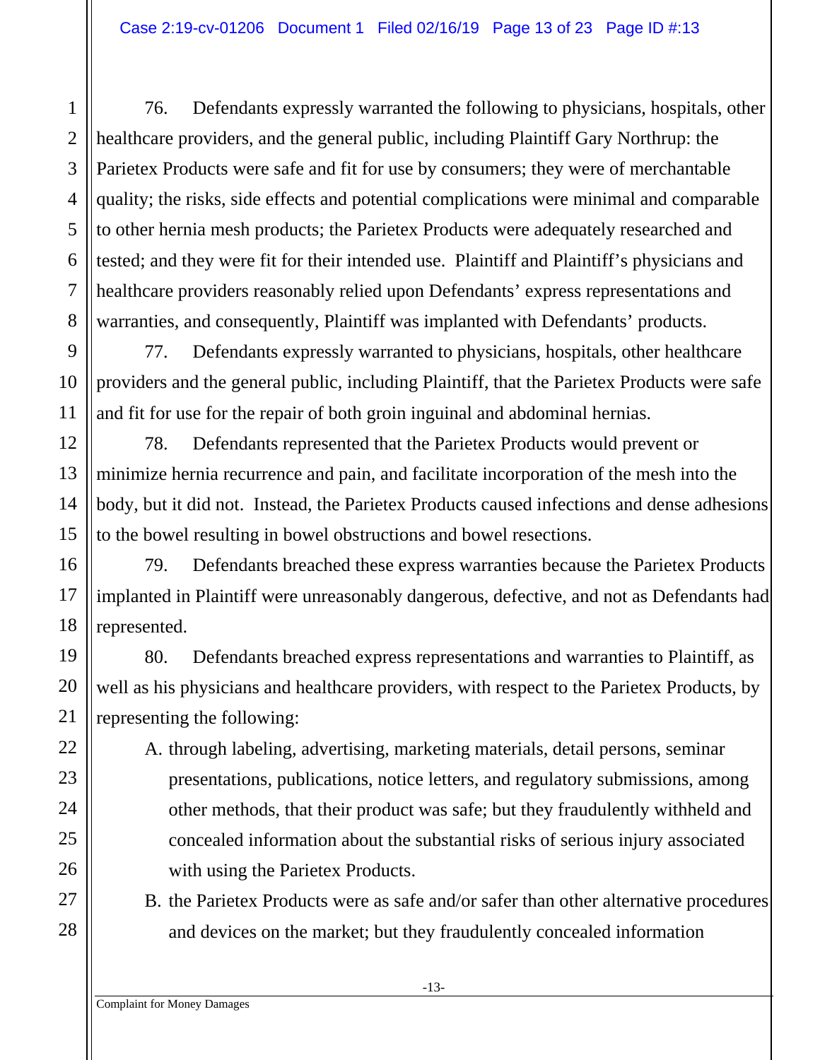76. Defendants expressly warranted the following to physicians, hospitals, other healthcare providers, and the general public, including Plaintiff Gary Northrup: the Parietex Products were safe and fit for use by consumers; they were of merchantable quality; the risks, side effects and potential complications were minimal and comparable to other hernia mesh products; the Parietex Products were adequately researched and tested; and they were fit for their intended use. Plaintiff and Plaintiff's physicians and healthcare providers reasonably relied upon Defendants' express representations and warranties, and consequently, Plaintiff was implanted with Defendants' products.

77. Defendants expressly warranted to physicians, hospitals, other healthcare providers and the general public, including Plaintiff, that the Parietex Products were safe and fit for use for the repair of both groin inguinal and abdominal hernias.

78. Defendants represented that the Parietex Products would prevent or minimize hernia recurrence and pain, and facilitate incorporation of the mesh into the body, but it did not. Instead, the Parietex Products caused infections and dense adhesions to the bowel resulting in bowel obstructions and bowel resections.

79. Defendants breached these express warranties because the Parietex Products implanted in Plaintiff were unreasonably dangerous, defective, and not as Defendants had represented.

80. Defendants breached express representations and warranties to Plaintiff, as well as his physicians and healthcare providers, with respect to the Parietex Products, by representing the following:

A. through labeling, advertising, marketing materials, detail persons, seminar presentations, publications, notice letters, and regulatory submissions, among other methods, that their product was safe; but they fraudulently withheld and concealed information about the substantial risks of serious injury associated with using the Parietex Products.

B. the Parietex Products were as safe and/or safer than other alternative procedures and devices on the market; but they fraudulently concealed information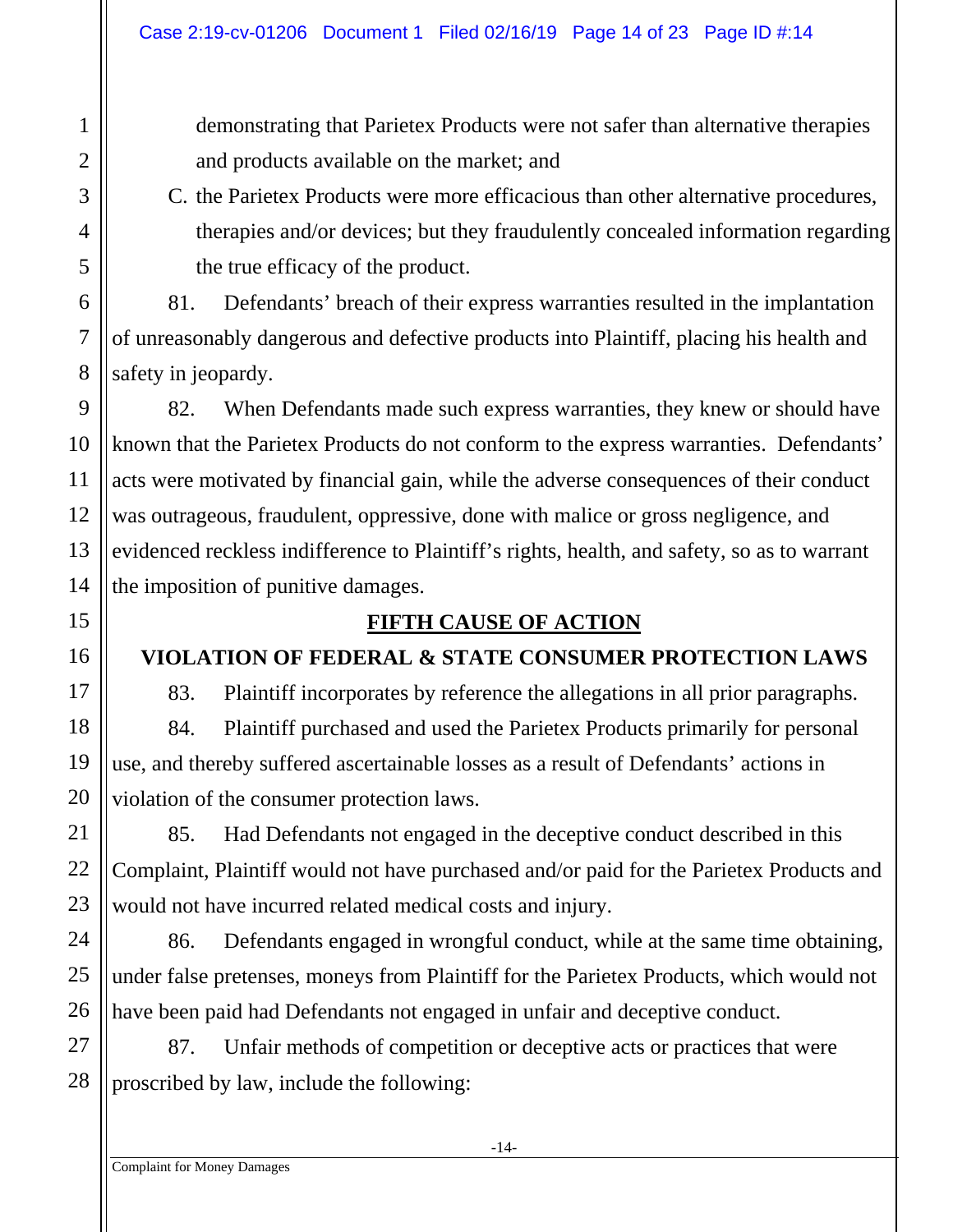demonstrating that Parietex Products were not safer than alternative therapies and products available on the market; and

C. the Parietex Products were more efficacious than other alternative procedures, therapies and/or devices; but they fraudulently concealed information regarding the true efficacy of the product.

81. Defendants' breach of their express warranties resulted in the implantation of unreasonably dangerous and defective products into Plaintiff, placing his health and safety in jeopardy.

82. When Defendants made such express warranties, they knew or should have known that the Parietex Products do not conform to the express warranties. Defendants' acts were motivated by financial gain, while the adverse consequences of their conduct was outrageous, fraudulent, oppressive, done with malice or gross negligence, and evidenced reckless indifference to Plaintiff's rights, health, and safety, so as to warrant the imposition of punitive damages.

## FIFTH CAUSE OF ACTION

## VIOLATION OF FEDERAL & STATE CONSUMER PROTECTION LAWS

83. Plaintiff incorporates by reference the allegations in all prior paragraphs.

84. Plaintiff purchased and used the Parietex Products primarily for personal use, and thereby suffered ascertainable losses as a result of Defendants' actions in violation of the consumer protection laws.

85. Had Defendants not engaged in the deceptive conduct described in this Complaint, Plaintiff would not have purchased and/or paid for the Parietex Products and would not have incurred related medical costs and injury.

86. Defendants engaged in wrongful conduct, while at the same time obtaining, under false pretenses, moneys from Plaintiff for the Parietex Products, which would not have been paid had Defendants not engaged in unfair and deceptive conduct.

87. Unfair methods of competition or deceptive acts or practices that were proscribed by law, include the following: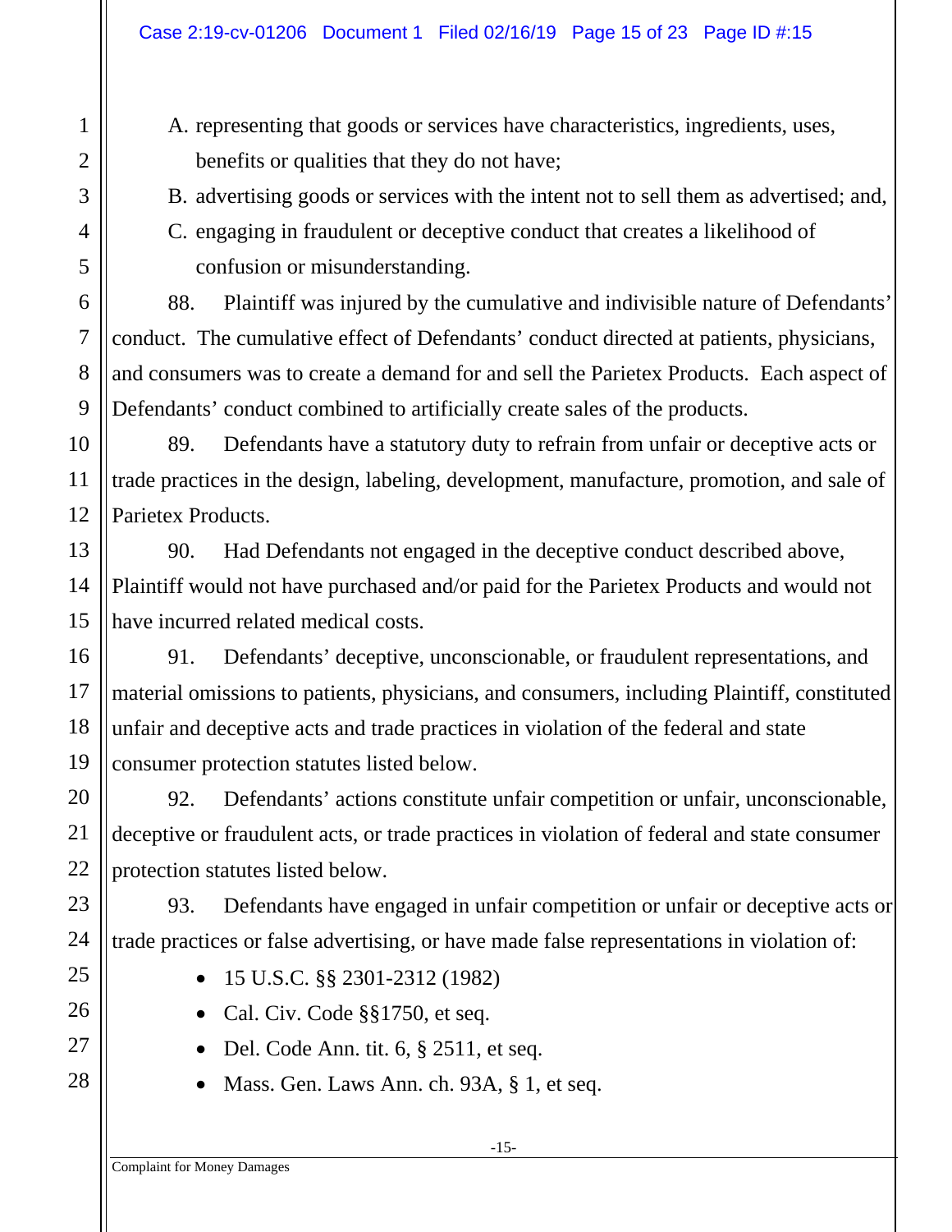A. representing that goods or services have characteristics, ingredients, uses, benefits or qualities that they do not have;

B. advertising goods or services with the intent not to sell them as advertised; and,

C. engaging in fraudulent or deceptive conduct that creates a likelihood of confusion or misunderstanding.

88. Plaintiff was injured by the cumulative and indivisible nature of Defendants' conduct. The cumulative effect of Defendants' conduct directed at patients, physicians, and consumers was to create a demand for and sell the Parietex Products. Each aspect of Defendants' conduct combined to artificially create sales of the products.

89. Defendants have a statutory duty to refrain from unfair or deceptive acts or trade practices in the design, labeling, development, manufacture, promotion, and sale of Parietex Products.

90. Had Defendants not engaged in the deceptive conduct described above, Plaintiff would not have purchased and/or paid for the Parietex Products and would not have incurred related medical costs.

91. Defendants' deceptive, unconscionable, or fraudulent representations, and material omissions to patients, physicians, and consumers, including Plaintiff, constituted unfair and deceptive acts and trade practices in violation of the federal and state consumer protection statutes listed below.

92. Defendants' actions constitute unfair competition or unfair, unconscionable, deceptive or fraudulent acts, or trade practices in violation of federal and state consumer protection statutes listed below.

93. Defendants have engaged in unfair competition or unfair or deceptive acts or trade practices or false advertising, or have made false representations in violation of:

- 15 U.S.C. §§ 2301-2312 (1982)
- Cal. Civ. Code §§1750, et seq.
- Del. Code Ann. tit. 6, § 2511, et seq.
- Mass. Gen. Laws Ann. ch. 93A, § 1, et seq.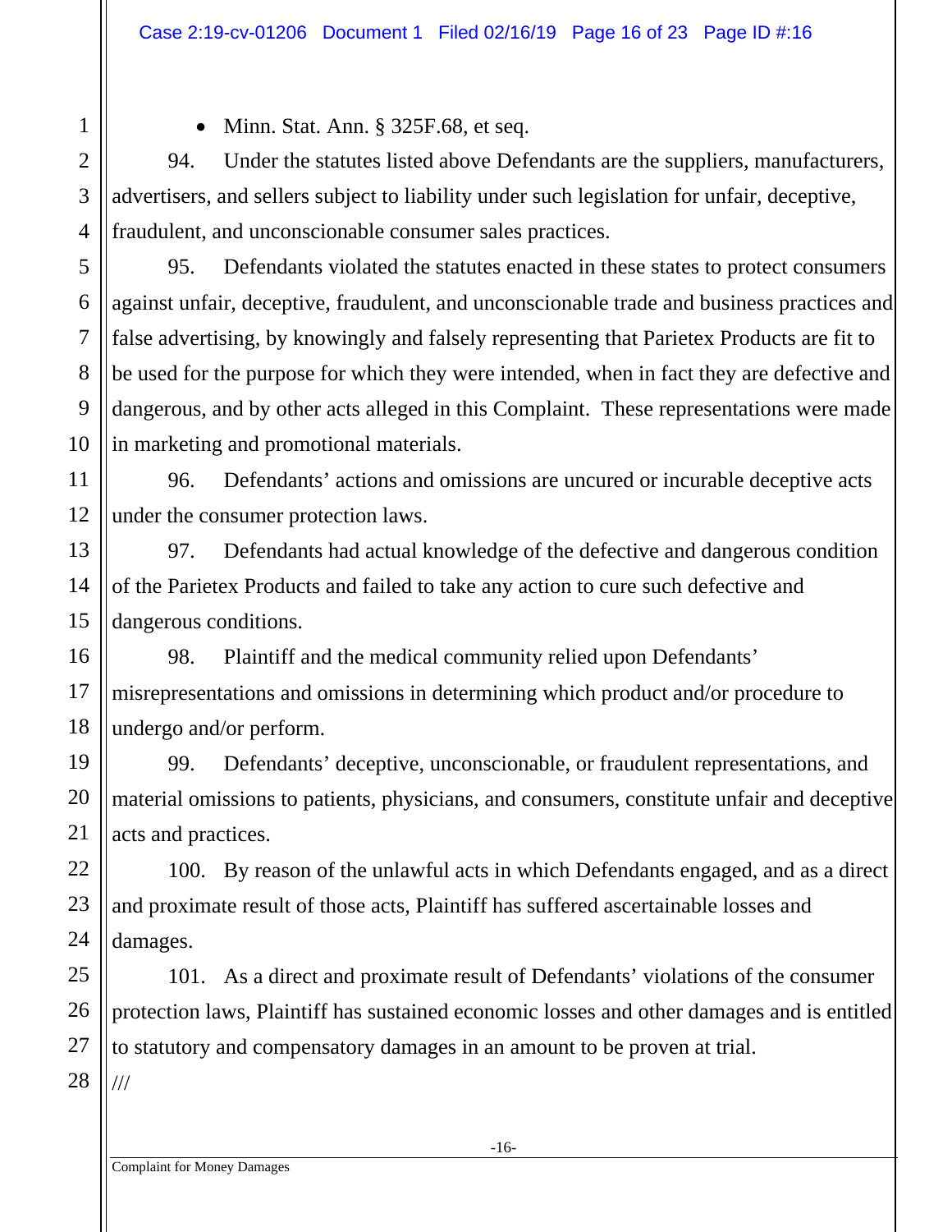- Minn. Stat. Ann. § 325F.68, et seq.

94. Under the statutes listed above Defendants are the suppliers, manufacturers, advertisers, and sellers subject to liability under such legislation for unfair, deceptive, fraudulent, and unconscionable consumer sales practices.

95. Defendants violated the statutes enacted in these states to protect consumers against unfair, deceptive, fraudulent, and unconscionable trade and business practices and false advertising, by knowingly and falsely representing that Parietex Products are fit to be used for the purpose for which they were intended, when in fact they are defective and dangerous, and by other acts alleged in this Complaint. These representations were made in marketing and promotional materials.

96. Defendants' actions and omissions are uncured or incurable deceptive acts under the consumer protection laws.

97. Defendants had actual knowledge of the defective and dangerous condition of the Parietex Products and failed to take any action to cure such defective and dangerous conditions.

98. Plaintiff and the medical community relied upon Defendants' misrepresentations and omissions in determining which product and/or procedure to undergo and/or perform.

99. Defendants' deceptive, unconscionable, or fraudulent representations, and material omissions to patients, physicians, and consumers, constitute unfair and deceptive acts and practices.

100. By reason of the unlawful acts in which Defendants engaged, and as a direct and proximate result of those acts, Plaintiff has suffered ascertainable losses and damages.

101. As a direct and proximate result of Defendants' violations of the consumer protection laws, Plaintiff has sustained economic losses and other damages and is entitled to statutory and compensatory damages in an amount to be proven at trial.

///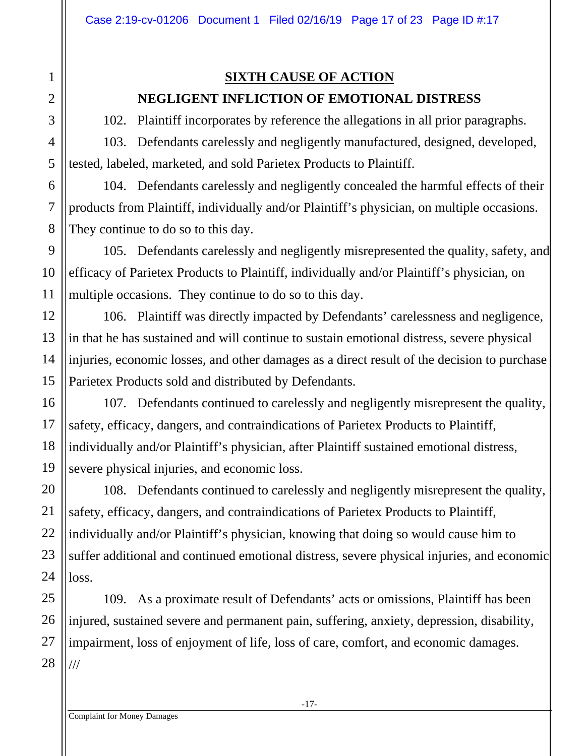## SIXTH CAUSE OF ACTION

## NEGLIGENT INFLICTION OF EMOTIONAL DISTRESS

102. Plaintiff incorporates by reference the allegations in all prior paragraphs.

103. Defendants carelessly and negligently manufactured, designed, developed, tested, labeled, marketed, and sold Parietex Products to Plaintiff.

104. Defendants carelessly and negligently concealed the harmful effects of their products from Plaintiff, individually and/or Plaintiff's physician, on multiple occasions. They continue to do so to this day.

105. Defendants carelessly and negligently misrepresented the quality, safety, and efficacy of Parietex Products to Plaintiff, individually and/or Plaintiff's physician, on multiple occasions. They continue to do so to this day.

106. Plaintiff was directly impacted by Defendants' carelessness and negligence, in that he has sustained and will continue to sustain emotional distress, severe physical injuries, economic losses, and other damages as a direct result of the decision to purchase Parietex Products sold and distributed by Defendants.

107. Defendants continued to carelessly and negligently misrepresent the quality, safety, efficacy, dangers, and contraindications of Parietex Products to Plaintiff, individually and/or Plaintiff's physician, after Plaintiff sustained emotional distress, severe physical injuries, and economic loss.

108. Defendants continued to carelessly and negligently misrepresent the quality, safety, efficacy, dangers, and contraindications of Parietex Products to Plaintiff, individually and/or Plaintiff's physician, knowing that doing so would cause him to suffer additional and continued emotional distress, severe physical injuries, and economic loss.

109. As a proximate result of Defendants' acts or omissions, Plaintiff has been injured, sustained severe and permanent pain, suffering, anxiety, depression, disability, impairment, loss of enjoyment of life, loss of care, comfort, and economic damages.

///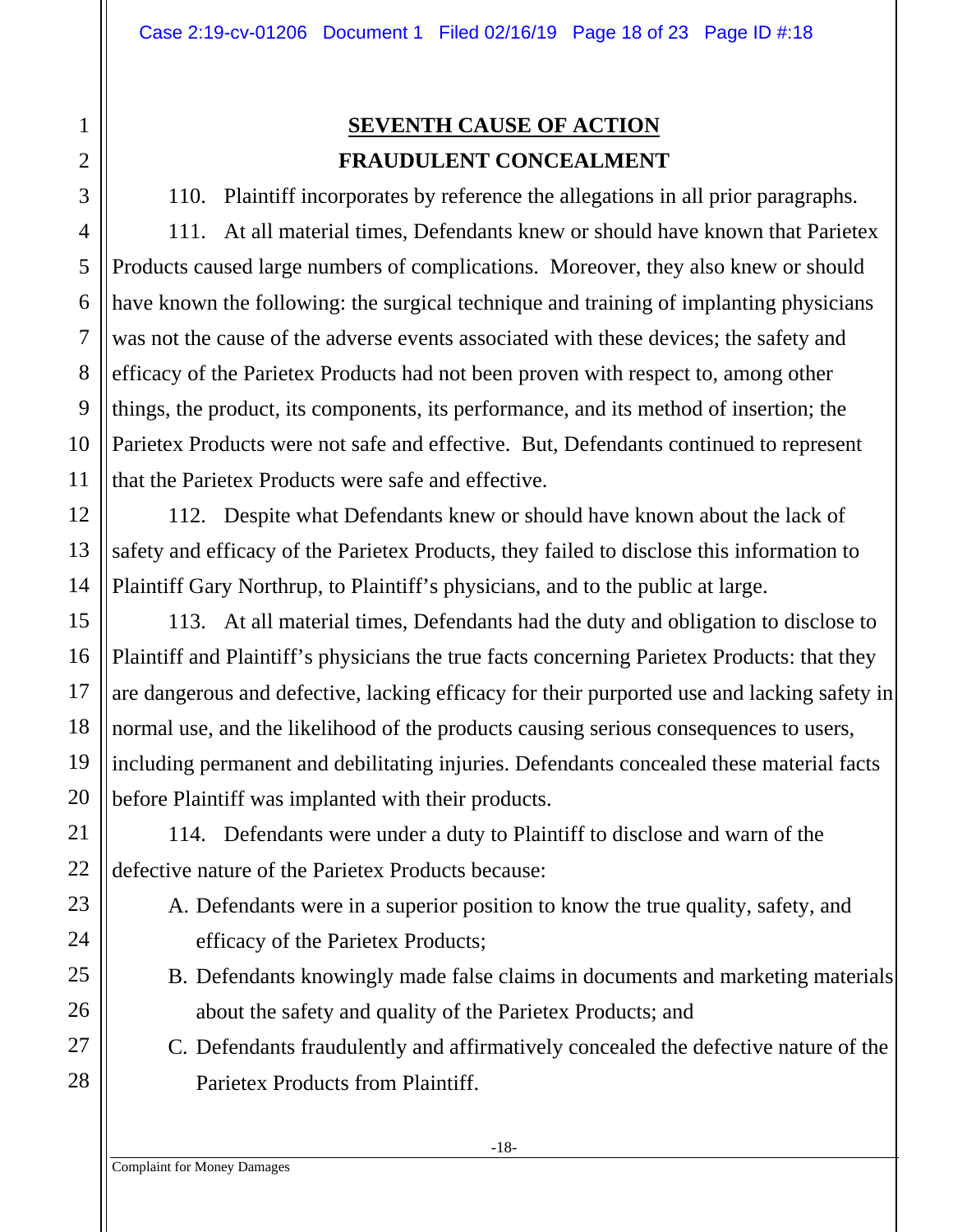## SEVENTH CAUSE OF ACTION

## FRAUDULENT CONCEALMENT

110. Plaintiff incorporates by reference the allegations in all prior paragraphs.

111. At all material times, Defendants knew or should have known that Parietex Products caused large numbers of complications. Moreover, they also knew or should have known the following: the surgical technique and training of implanting physicians was not the cause of the adverse events associated with these devices; the safety and efficacy of the Parietex Products had not been proven with respect to, among other things, the product, its components, its performance, and its method of insertion; the Parietex Products were not safe and effective. But, Defendants continued to represent that the Parietex Products were safe and effective.

112. Despite what Defendants knew or should have known about the lack of safety and efficacy of the Parietex Products, they failed to disclose this information to Plaintiff Gary Northrup, to Plaintiff's physicians, and to the public at large.

113. At all material times, Defendants had the duty and obligation to disclose to Plaintiff and Plaintiff's physicians the true facts concerning Parietex Products: that they are dangerous and defective, lacking efficacy for their purported use and lacking safety in normal use, and the likelihood of the products causing serious consequences to users, including permanent and debilitating injuries. Defendants concealed these material facts before Plaintiff was implanted with their products.

114. Defendants were under a duty to Plaintiff to disclose and warn of the defective nature of the Parietex Products because:

A. Defendants were in a superior position to know the true quality, safety, and efficacy of the Parietex Products;

B. Defendants knowingly made false claims in documents and marketing materials about the safety and quality of the Parietex Products; and

C. Defendants fraudulently and affirmatively concealed the defective nature of the Parietex Products from Plaintiff.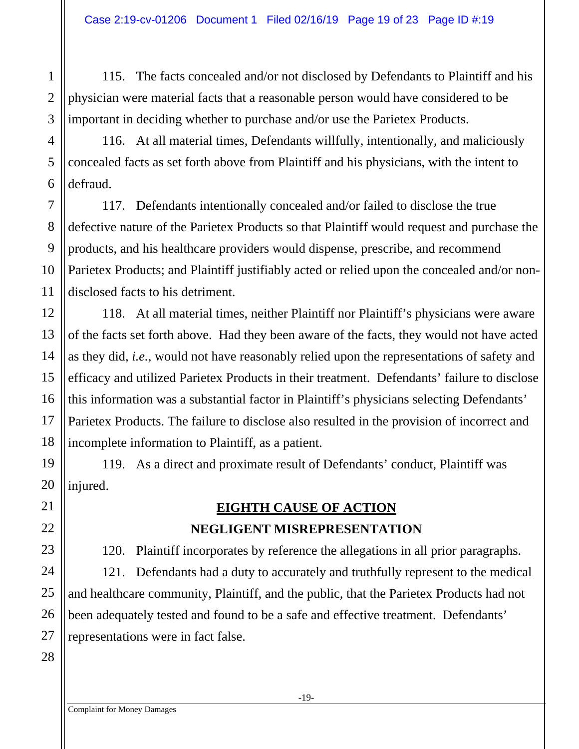115. The facts concealed and/or not disclosed by Defendants to Plaintiff and his physician were material facts that a reasonable person would have considered to be important in deciding whether to purchase and/or use the Parietex Products.

116. At all material times, Defendants willfully, intentionally, and maliciously concealed facts as set forth above from Plaintiff and his physicians, with the intent to defraud.

117. Defendants intentionally concealed and/or failed to disclose the true defective nature of the Parietex Products so that Plaintiff would request and purchase the products, and his healthcare providers would dispense, prescribe, and recommend Parietex Products; and Plaintiff justifiably acted or relied upon the concealed and/or non-disclosed facts to his detriment.

118. At all material times, neither Plaintiff nor Plaintiff's physicians were aware of the facts set forth above. Had they been aware of the facts, they would not have acted as they did, *i.e.*, would not have reasonably relied upon the representations of safety and efficacy and utilized Parietex Products in their treatment. Defendants' failure to disclose this information was a substantial factor in Plaintiff's physicians selecting Defendants' Parietex Products. The failure to disclose also resulted in the provision of incorrect and incomplete information to Plaintiff, as a patient.

119. As a direct and proximate result of Defendants' conduct, Plaintiff was injured.

## EIGHTH CAUSE OF ACTION

## NEGLIGENT MISREPRESENTATION

120. Plaintiff incorporates by reference the allegations in all prior paragraphs.

121. Defendants had a duty to accurately and truthfully represent to the medical and healthcare community, Plaintiff, and the public, that the Parietex Products had not been adequately tested and found to be a safe and effective treatment. Defendants' representations were in fact false.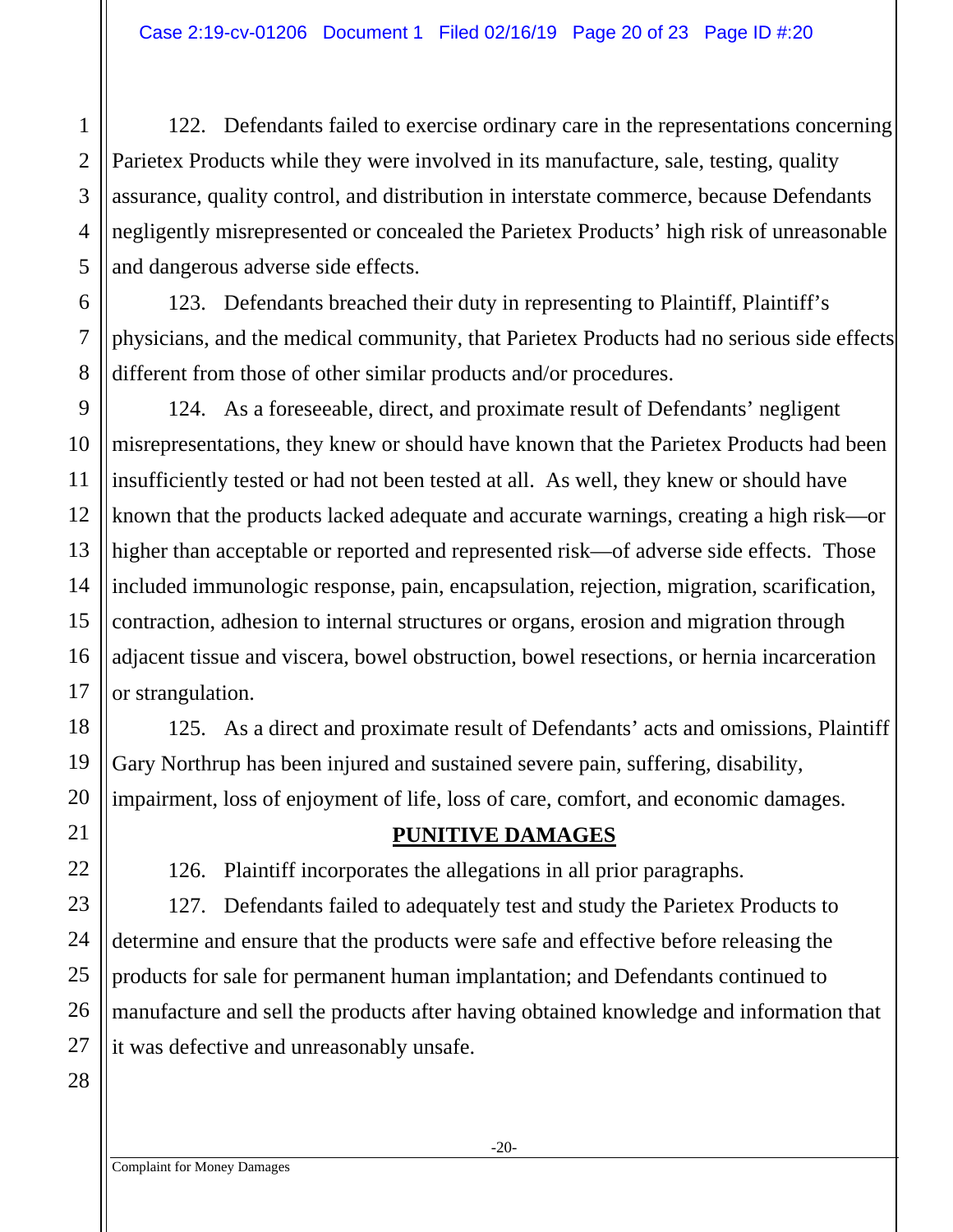122. Defendants failed to exercise ordinary care in the representations concerning Parietex Products while they were involved in its manufacture, sale, testing, quality assurance, quality control, and distribution in interstate commerce, because Defendants negligently misrepresented or concealed the Parietex Products' high risk of unreasonable and dangerous adverse side effects.

123. Defendants breached their duty in representing to Plaintiff, Plaintiff's physicians, and the medical community, that Parietex Products had no serious side effects different from those of other similar products and/or procedures.

124. As a foreseeable, direct, and proximate result of Defendants' negligent misrepresentations, they knew or should have known that the Parietex Products had been insufficiently tested or had not been tested at all. As well, they knew or should have known that the products lacked adequate and accurate warnings, creating a high risk—or higher than acceptable or reported and represented risk—of adverse side effects. Those included immunologic response, pain, encapsulation, rejection, migration, scarification, contraction, adhesion to internal structures or organs, erosion and migration through adjacent tissue and viscera, bowel obstruction, bowel resections, or hernia incarceration or strangulation.

125. As a direct and proximate result of Defendants' acts and omissions, Plaintiff Gary Northrup has been injured and sustained severe pain, suffering, disability, impairment, loss of enjoyment of life, loss of care, comfort, and economic damages.

## **PUNITIVE DAMAGES**

126. Plaintiff incorporates the allegations in all prior paragraphs.

127. Defendants failed to adequately test and study the Parietex Products to determine and ensure that the products were safe and effective before releasing the products for sale for permanent human implantation; and Defendants continued to manufacture and sell the products after having obtained knowledge and information that it was defective and unreasonably unsafe.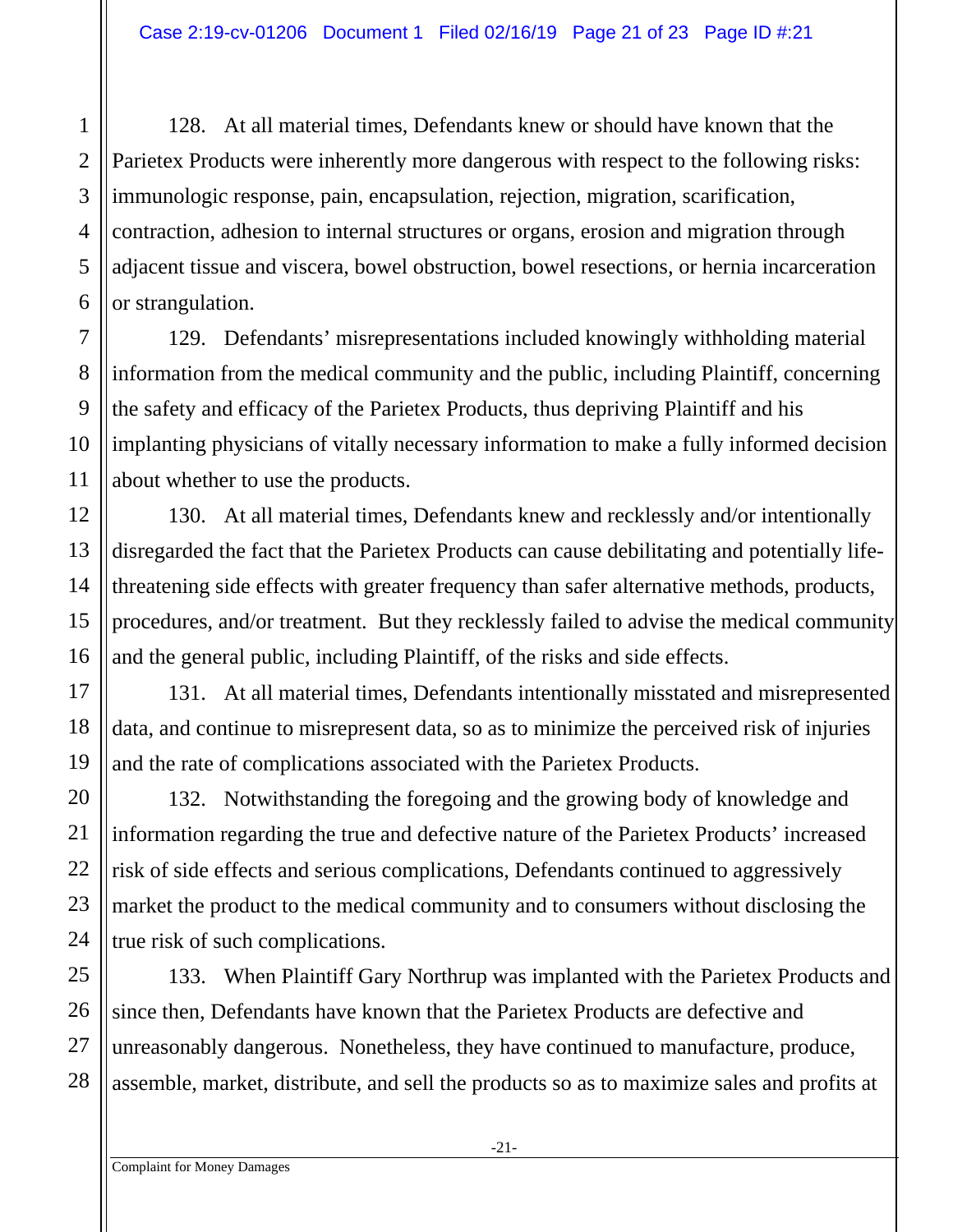128. At all material times, Defendants knew or should have known that the Parietex Products were inherently more dangerous with respect to the following risks: immunologic response, pain, encapsulation, rejection, migration, scarification, contraction, adhesion to internal structures or organs, erosion and migration through adjacent tissue and viscera, bowel obstruction, bowel resections, or hernia incarceration or strangulation.

129. Defendants' misrepresentations included knowingly withholding material information from the medical community and the public, including Plaintiff, concerning the safety and efficacy of the Parietex Products, thus depriving Plaintiff and his implanting physicians of vitally necessary information to make a fully informed decision about whether to use the products.

130. At all material times, Defendants knew and recklessly and/or intentionally disregarded the fact that the Parietex Products can cause debilitating and potentially life-threatening side effects with greater frequency than safer alternative methods, products, procedures, and/or treatment. But they recklessly failed to advise the medical community and the general public, including Plaintiff, of the risks and side effects.

131. At all material times, Defendants intentionally misstated and misrepresented data, and continue to misrepresent data, so as to minimize the perceived risk of injuries and the rate of complications associated with the Parietex Products.

132. Notwithstanding the foregoing and the growing body of knowledge and information regarding the true and defective nature of the Parietex Products' increased risk of side effects and serious complications, Defendants continued to aggressively market the product to the medical community and to consumers without disclosing the true risk of such complications.

133. When Plaintiff Gary Northrup was implanted with the Parietex Products and since then, Defendants have known that the Parietex Products are defective and unreasonably dangerous. Nonetheless, they have continued to manufacture, produce, assemble, market, distribute, and sell the products so as to maximize sales and profits at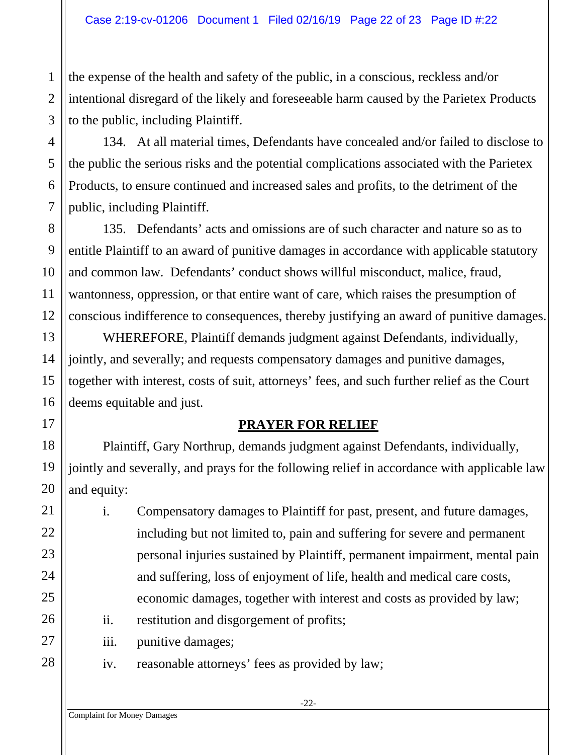the expense of the health and safety of the public, in a conscious, reckless and/or intentional disregard of the likely and foreseeable harm caused by the Parietex Products to the public, including Plaintiff.

134. At all material times, Defendants have concealed and/or failed to disclose to the public the serious risks and the potential complications associated with the Parietex Products, to ensure continued and increased sales and profits, to the detriment of the public, including Plaintiff.

135. Defendants' acts and omissions are of such character and nature so as to entitle Plaintiff to an award of punitive damages in accordance with applicable statutory and common law. Defendants' conduct shows willful misconduct, malice, fraud, wantonness, oppression, or that entire want of care, which raises the presumption of conscious indifference to consequences, thereby justifying an award of punitive damages.

WHEREFORE, Plaintiff demands judgment against Defendants, individually, jointly, and severally; and requests compensatory damages and punitive damages, together with interest, costs of suit, attorneys' fees, and such further relief as the Court deems equitable and just.

## PRAYER FOR RELIEF

Plaintiff, Gary Northrup, demands judgment against Defendants, individually, jointly and severally, and prays for the following relief in accordance with applicable law and equity:

i. Compensatory damages to Plaintiff for past, present, and future damages, including but not limited to, pain and suffering for severe and permanent personal injuries sustained by Plaintiff, permanent impairment, mental pain and suffering, loss of enjoyment of life, health and medical care costs, economic damages, together with interest and costs as provided by law;

ii. restitution and disgorgement of profits;

iii. punitive damages;

iv. reasonable attorneys' fees as provided by law;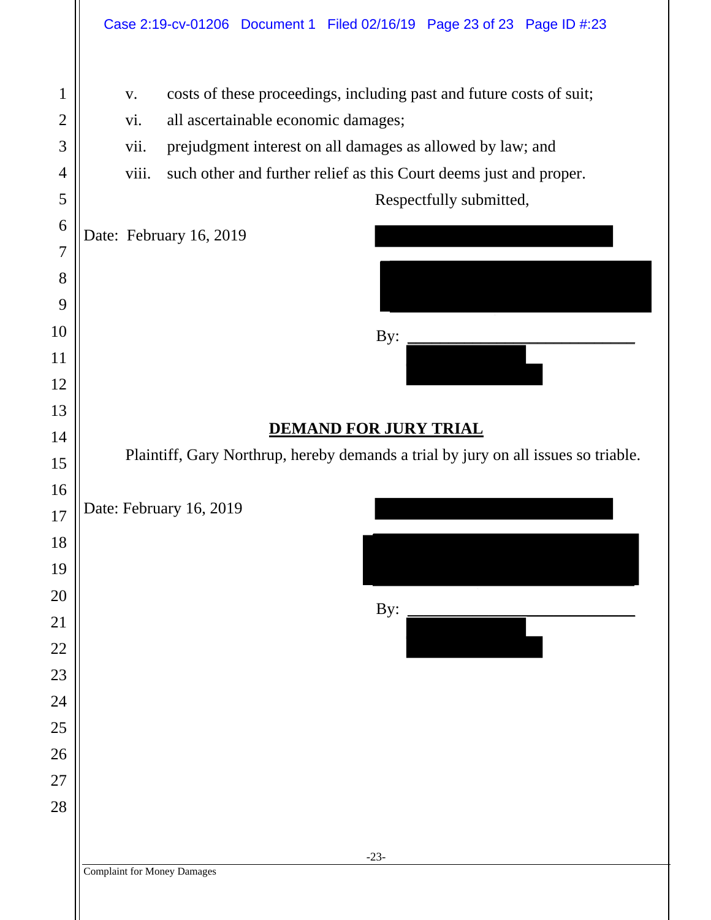v. costs of these proceedings, including past and future costs of suit;

vi. all ascertainable economic damages;

vii. prejudgment interest on all damages as allowed by law; and

viii. such other and further relief as this Court deems just and proper.

Respectfully submitted,

Date: February 16, 2019

By: ______________________________

## DEMAND FOR JURY TRIAL

Plaintiff, Gary Northrup, hereby demands a trial by jury on all issues so triable.

Date: February 16, 2019

By: ______________________________

Complaint for Money Damages